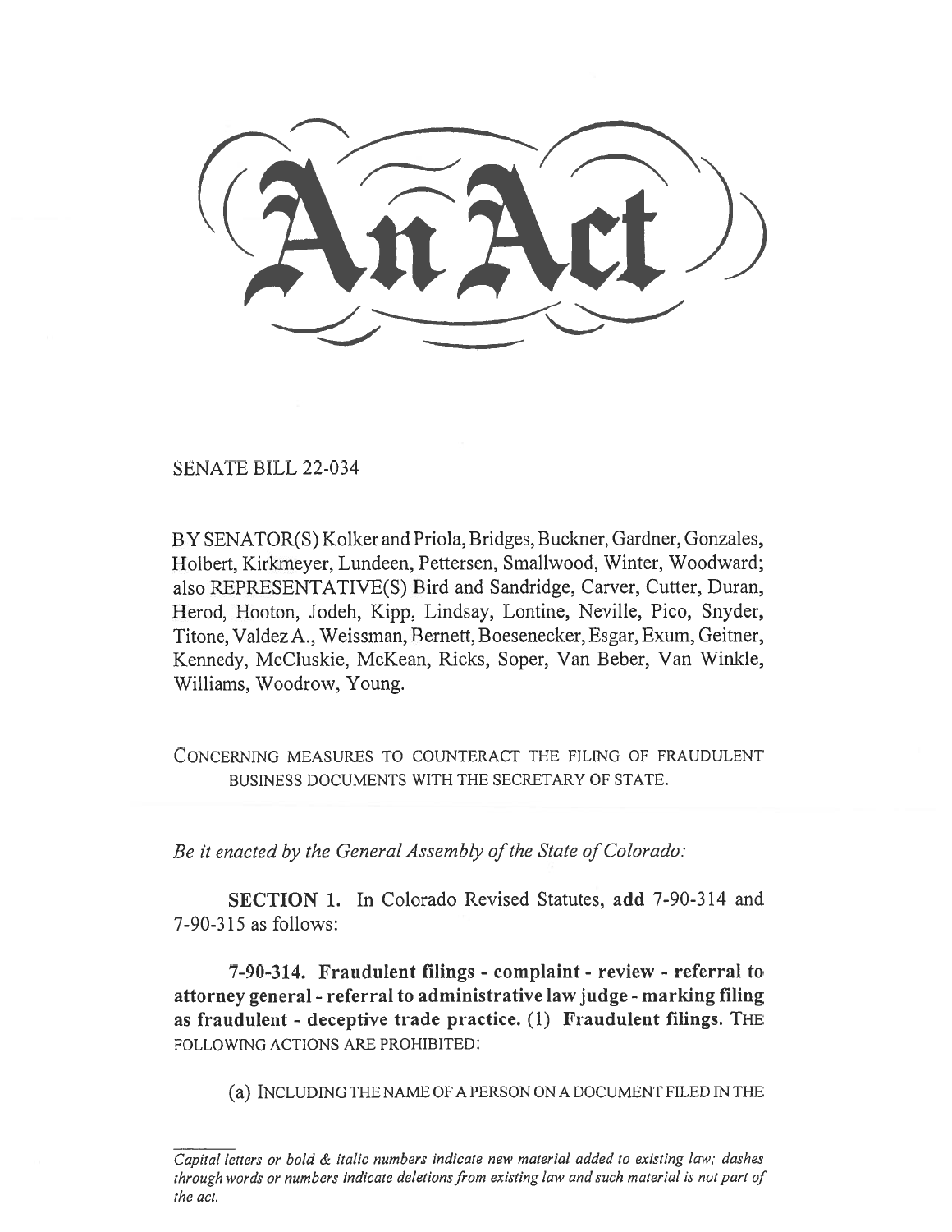# An Act

SENATE BILL 22-034

BY SENATOR(S) Kolker and Priola, Bridges, Buckner, Gardner, Gonzales, Holbert, Kirkmeyer, Lundeen, Pettersen, Smallwood, Winter, Woodward; also REPRESENTATIVE(S) Bird and Sandridge, Carver, Cutter, Duran, Herod, Hooton, Jodeh, Kipp, Lindsay, Lontine, Neville, Pico, Snyder, Titone, Valdez A., Weissman, Bernett, Boesenecker, Esgar, Exum, Geitner, Kennedy, McCluskie, McKean, Ricks, Soper, Van Beber, Van Winkle, Williams, Woodrow, Young.

CONCERNING MEASURES TO COUNTERACT THE FILING OF FRAUDULENT BUSINESS DOCUMENTS WITH THE SECRETARY OF STATE.

*Be it enacted by the General Assembly of the State of Colorado:*

**SECTION 1.** In Colorado Revised Statutes, **add** 7-90-314 and 7-90-315 as follows:

**7-90-314. Fraudulent filings - complaint - review - referral to attorney general - referral to administrative law judge - marking filing as fraudulent - deceptive trade practice.** (1) **Fraudulent filings.** THE FOLLOWING ACTIONS ARE PROHIBITED:

(a) INCLUDING THE NAME OF A PERSON ON A DOCUMENT FILED IN THE

*Capital letters or bold & italic numbers indicate new material added to existing law; dashes through words or numbers indicate deletions from existing law and such material is not part of the act.*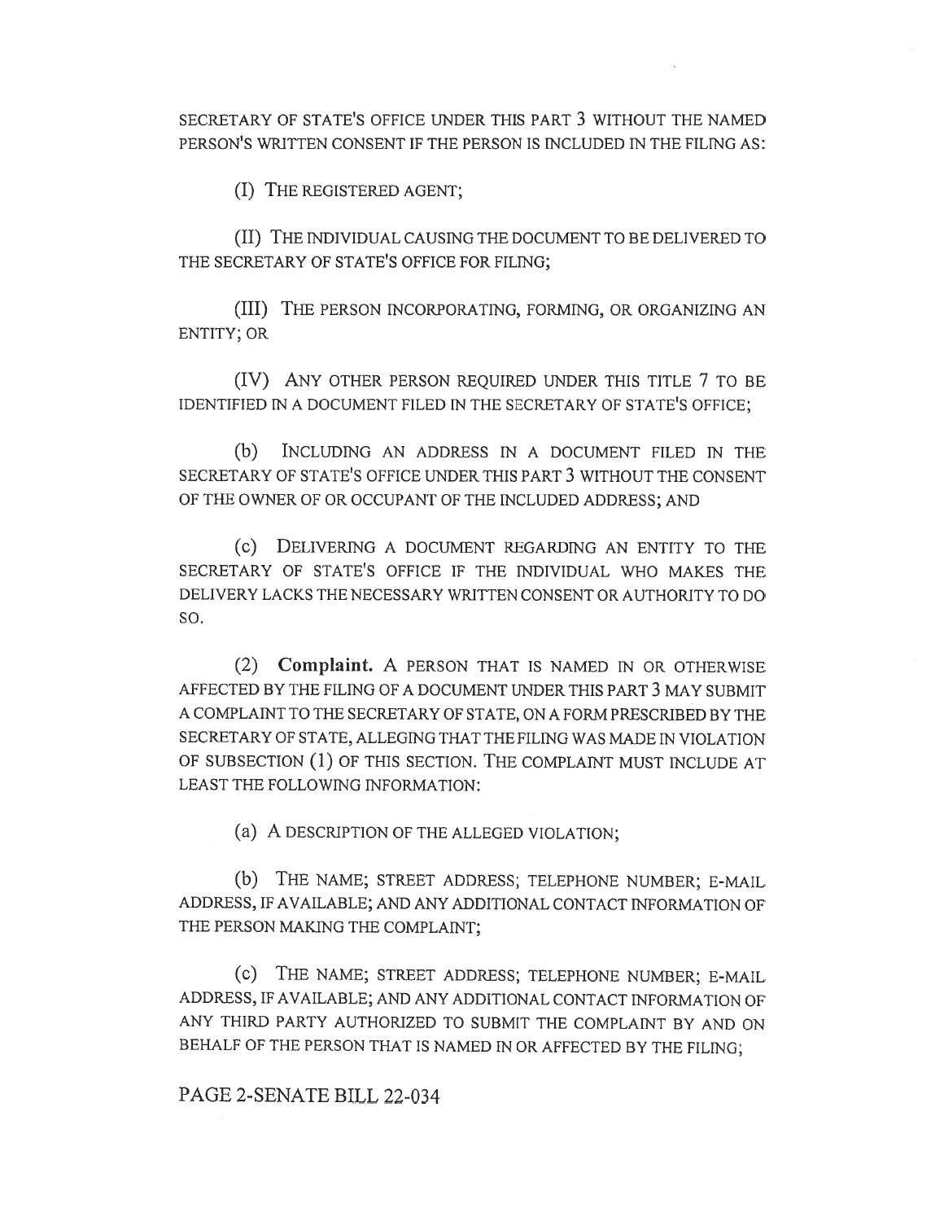SECRETARY OF STATE'S OFFICE UNDER THIS PART 3 WITHOUT THE NAMED PERSON'S WRITTEN CONSENT IF THE PERSON IS INCLUDED IN THE FILING AS:

(I) THE REGISTERED AGENT;

(II) THE INDIVIDUAL CAUSING THE DOCUMENT TO BE DELIVERED TO THE SECRETARY OF STATE'S OFFICE FOR FILING;

(III) THE PERSON INCORPORATING, FORMING, OR ORGANIZING AN ENTITY; OR

(IV) ANY OTHER PERSON REQUIRED UNDER THIS TITLE 7 TO BE IDENTIFIED IN A DOCUMENT FILED IN THE SECRETARY OF STATE'S OFFICE;

(b) INCLUDING AN ADDRESS IN A DOCUMENT FILED IN THE SECRETARY OF STATE'S OFFICE UNDER THIS PART 3 WITHOUT THE CONSENT OF THE OWNER OF OR OCCUPANT OF THE INCLUDED ADDRESS; AND

(c) DELIVERING A DOCUMENT REGARDING AN ENTITY TO THE SECRETARY OF STATE'S OFFICE IF THE INDIVIDUAL WHO MAKES THE DELIVERY LACKS THE NECESSARY WRITTEN CONSENT OR AUTHORITY TO DO SO.

(2) **Complaint.** A PERSON THAT IS NAMED IN OR OTHERWISE AFFECTED BY THE FILING OF A DOCUMENT UNDER THIS PART 3 MAY SUBMIT A COMPLAINT TO THE SECRETARY OF STATE, ON A FORM PRESCRIBED BY THE SECRETARY OF STATE, ALLEGING THAT THE FILING WAS MADE IN VIOLATION OF SUBSECTION (1) OF THIS SECTION. THE COMPLAINT MUST INCLUDE AT LEAST THE FOLLOWING INFORMATION:

(a) A DESCRIPTION OF THE ALLEGED VIOLATION;

(b) THE NAME; STREET ADDRESS; TELEPHONE NUMBER; E-MAIL ADDRESS, IF AVAILABLE; AND ANY ADDITIONAL CONTACT INFORMATION OF THE PERSON MAKING THE COMPLAINT;

(c) THE NAME; STREET ADDRESS; TELEPHONE NUMBER; E-MAIL ADDRESS, IF AVAILABLE; AND ANY ADDITIONAL CONTACT INFORMATION OF ANY THIRD PARTY AUTHORIZED TO SUBMIT THE COMPLAINT BY AND ON BEHALF OF THE PERSON THAT IS NAMED IN OR AFFECTED BY THE FILING;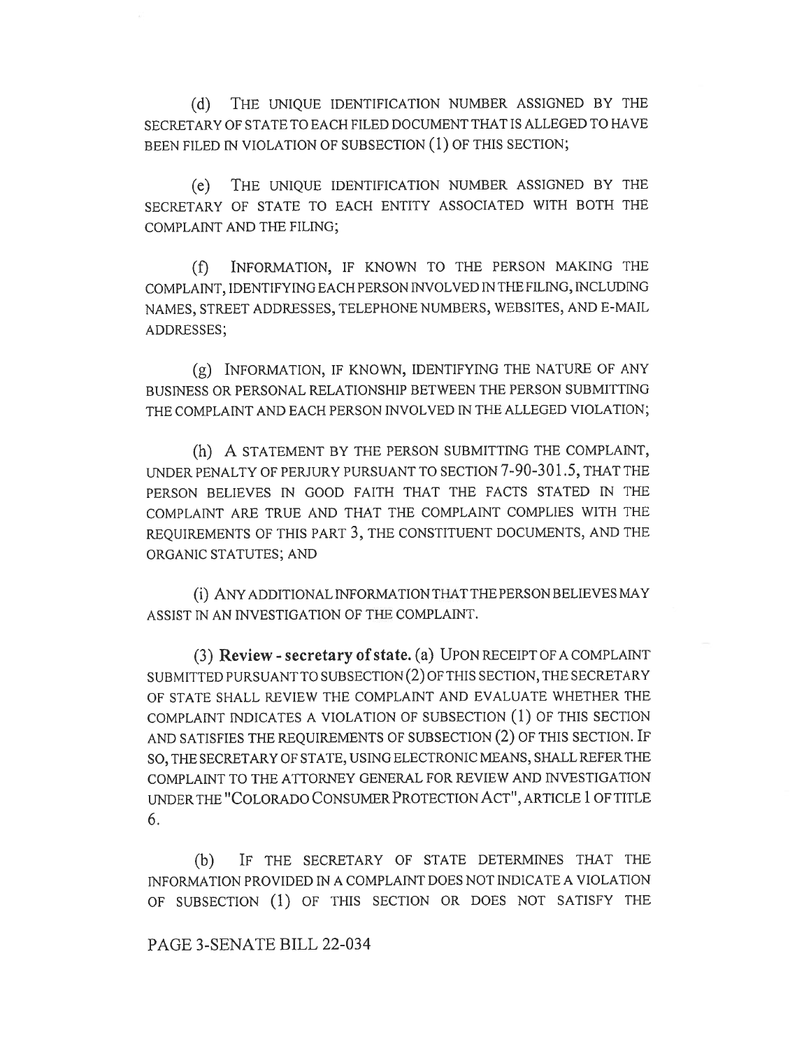(d) THE UNIQUE IDENTIFICATION NUMBER ASSIGNED BY THE SECRETARY OF STATE TO EACH FILED DOCUMENT THAT IS ALLEGED TO HAVE BEEN FILED IN VIOLATION OF SUBSECTION (1) OF THIS SECTION;

(e) THE UNIQUE IDENTIFICATION NUMBER ASSIGNED BY THE SECRETARY OF STATE TO EACH ENTITY ASSOCIATED WITH BOTH THE COMPLAINT AND THE FILING;

(f) INFORMATION, IF KNOWN TO THE PERSON MAKING THE COMPLAINT, IDENTIFYING EACH PERSON INVOLVED IN THE FILING, INCLUDING NAMES, STREET ADDRESSES, TELEPHONE NUMBERS, WEBSITES, AND E-MAIL ADDRESSES;

(g) INFORMATION, IF KNOWN, IDENTIFYING THE NATURE OF ANY BUSINESS OR PERSONAL RELATIONSHIP BETWEEN THE PERSON SUBMITTING THE COMPLAINT AND EACH PERSON INVOLVED IN THE ALLEGED VIOLATION;

(h) A STATEMENT BY THE PERSON SUBMITTING THE COMPLAINT, UNDER PENALTY OF PERJURY PURSUANT TO SECTION 7-90-301.5, THAT THE PERSON BELIEVES IN GOOD FAITH THAT THE FACTS STATED IN THE COMPLAINT ARE TRUE AND THAT THE COMPLAINT COMPLIES WITH THE REQUIREMENTS OF THIS PART 3, THE CONSTITUENT DOCUMENTS, AND THE ORGANIC STATUTES; AND

(i) ANY ADDITIONAL INFORMATION THAT THE PERSON BELIEVES MAY ASSIST IN AN INVESTIGATION OF THE COMPLAINT.

(3) **Review - secretary of state.** (a) UPON RECEIPT OF A COMPLAINT SUBMITTED PURSUANT TO SUBSECTION (2) OF THIS SECTION, THE SECRETARY OF STATE SHALL REVIEW THE COMPLAINT AND EVALUATE WHETHER THE COMPLAINT INDICATES A VIOLATION OF SUBSECTION (1) OF THIS SECTION AND SATISFIES THE REQUIREMENTS OF SUBSECTION (2) OF THIS SECTION. IF SO, THE SECRETARY OF STATE, USING ELECTRONIC MEANS, SHALL REFER THE COMPLAINT TO THE ATTORNEY GENERAL FOR REVIEW AND INVESTIGATION UNDER THE "COLORADO CONSUMER PROTECTION ACT", ARTICLE 1 OF TITLE 6.

(b) IF THE SECRETARY OF STATE DETERMINES THAT THE INFORMATION PROVIDED IN A COMPLAINT DOES NOT INDICATE A VIOLATION OF SUBSECTION (1) OF THIS SECTION OR DOES NOT SATISFY THE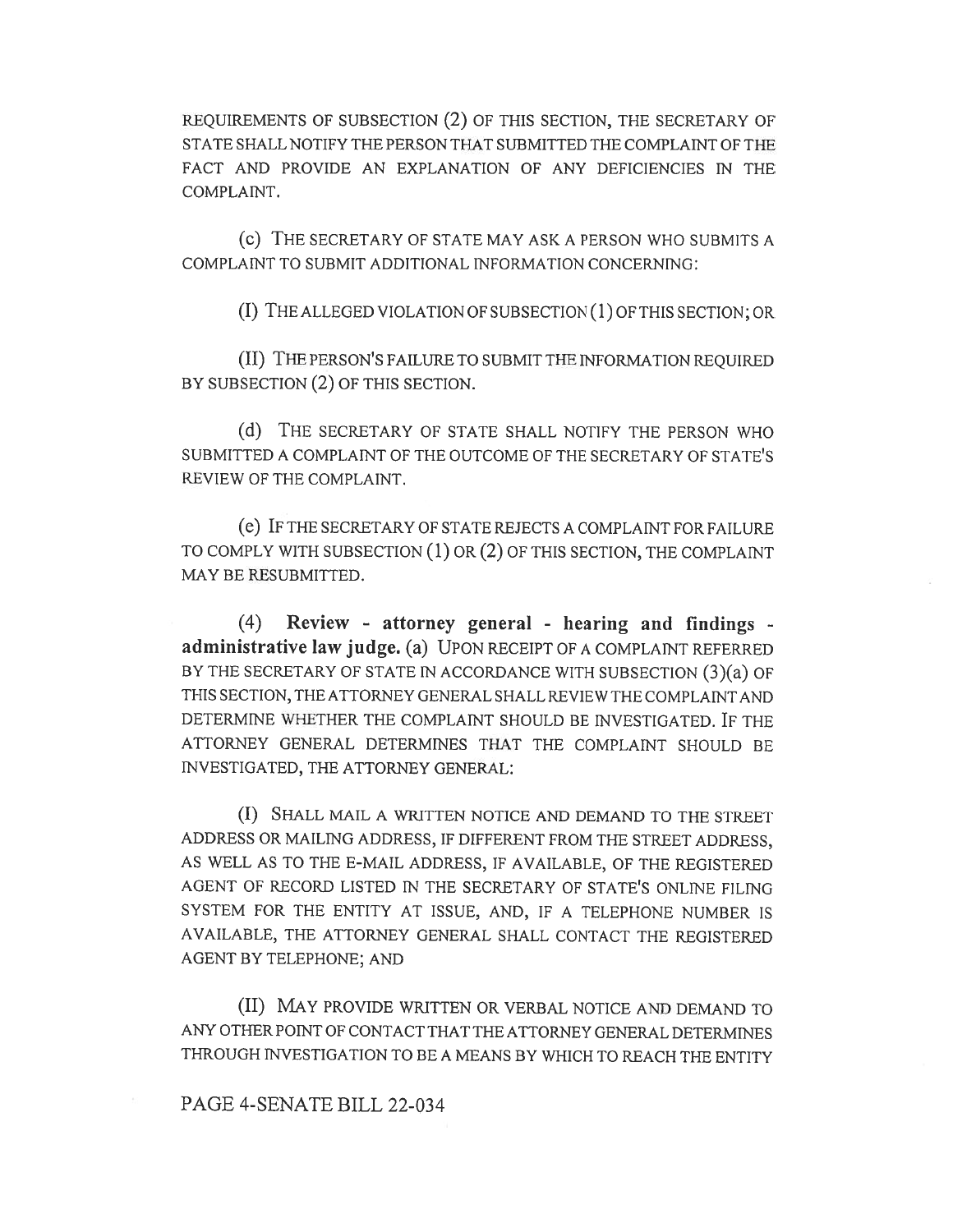REQUIREMENTS OF SUBSECTION (2) OF THIS SECTION, THE SECRETARY OF STATE SHALL NOTIFY THE PERSON THAT SUBMITTED THE COMPLAINT OF THE FACT AND PROVIDE AN EXPLANATION OF ANY DEFICIENCIES IN THE COMPLAINT.

(c) THE SECRETARY OF STATE MAY ASK A PERSON WHO SUBMITS A COMPLAINT TO SUBMIT ADDITIONAL INFORMATION CONCERNING:

(I) THE ALLEGED VIOLATION OF SUBSECTION (1) OF THIS SECTION; OR

(II) THE PERSON'S FAILURE TO SUBMIT THE INFORMATION REQUIRED BY SUBSECTION (2) OF THIS SECTION.

(d) THE SECRETARY OF STATE SHALL NOTIFY THE PERSON WHO SUBMITTED A COMPLAINT OF THE OUTCOME OF THE SECRETARY OF STATE'S REVIEW OF THE COMPLAINT.

(e) IF THE SECRETARY OF STATE REJECTS A COMPLAINT FOR FAILURE TO COMPLY WITH SUBSECTION (1) OR (2) OF THIS SECTION, THE COMPLAINT MAY BE RESUBMITTED.

(4) **Review - attorney general - hearing and findings - administrative law judge.** (a) UPON RECEIPT OF A COMPLAINT REFERRED BY THE SECRETARY OF STATE IN ACCORDANCE WITH SUBSECTION (3)(a) OF THIS SECTION, THE ATTORNEY GENERAL SHALL REVIEW THE COMPLAINT AND DETERMINE WHETHER THE COMPLAINT SHOULD BE INVESTIGATED. IF THE ATTORNEY GENERAL DETERMINES THAT THE COMPLAINT SHOULD BE INVESTIGATED, THE ATTORNEY GENERAL:

(I) SHALL MAIL A WRITTEN NOTICE AND DEMAND TO THE STREET ADDRESS OR MAILING ADDRESS, IF DIFFERENT FROM THE STREET ADDRESS, AS WELL AS TO THE E-MAIL ADDRESS, IF AVAILABLE, OF THE REGISTERED AGENT OF RECORD LISTED IN THE SECRETARY OF STATE'S ONLINE FILING SYSTEM FOR THE ENTITY AT ISSUE, AND, IF A TELEPHONE NUMBER IS AVAILABLE, THE ATTORNEY GENERAL SHALL CONTACT THE REGISTERED AGENT BY TELEPHONE; AND

(II) MAY PROVIDE WRITTEN OR VERBAL NOTICE AND DEMAND TO ANY OTHER POINT OF CONTACT THAT THE ATTORNEY GENERAL DETERMINES THROUGH INVESTIGATION TO BE A MEANS BY WHICH TO REACH THE ENTITY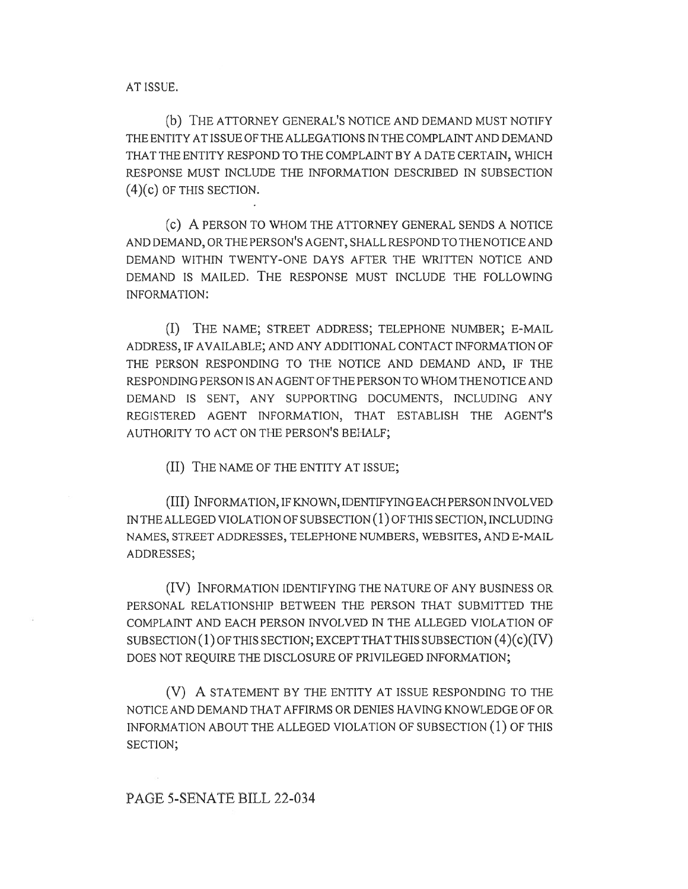AT ISSUE.

(b) THE ATTORNEY GENERAL'S NOTICE AND DEMAND MUST NOTIFY THE ENTITY AT ISSUE OF THE ALLEGATIONS IN THE COMPLAINT AND DEMAND THAT THE ENTITY RESPOND TO THE COMPLAINT BY A DATE CERTAIN, WHICH RESPONSE MUST INCLUDE THE INFORMATION DESCRIBED IN SUBSECTION (4)(c) OF THIS SECTION.

(c) A PERSON TO WHOM THE ATTORNEY GENERAL SENDS A NOTICE AND DEMAND, OR THE PERSON'S AGENT, SHALL RESPOND TO THE NOTICE AND DEMAND WITHIN TWENTY-ONE DAYS AFTER THE WRITTEN NOTICE AND DEMAND IS MAILED. THE RESPONSE MUST INCLUDE THE FOLLOWING INFORMATION:

(I) THE NAME; STREET ADDRESS; TELEPHONE NUMBER; E-MAIL ADDRESS, IF AVAILABLE; AND ANY ADDITIONAL CONTACT INFORMATION OF THE PERSON RESPONDING TO THE NOTICE AND DEMAND AND, IF THE RESPONDING PERSON IS AN AGENT OF THE PERSON TO WHOM THE NOTICE AND DEMAND IS SENT, ANY SUPPORTING DOCUMENTS, INCLUDING ANY REGISTERED AGENT INFORMATION, THAT ESTABLISH THE AGENT'S AUTHORITY TO ACT ON THE PERSON'S BEHALF;

(II) THE NAME OF THE ENTITY AT ISSUE;

(III) INFORMATION, IF KNOWN, IDENTIFYING EACH PERSON INVOLVED IN THE ALLEGED VIOLATION OF SUBSECTION (1) OF THIS SECTION, INCLUDING NAMES, STREET ADDRESSES, TELEPHONE NUMBERS, WEBSITES, AND E-MAIL ADDRESSES;

(IV) INFORMATION IDENTIFYING THE NATURE OF ANY BUSINESS OR PERSONAL RELATIONSHIP BETWEEN THE PERSON THAT SUBMITTED THE COMPLAINT AND EACH PERSON INVOLVED IN THE ALLEGED VIOLATION OF SUBSECTION (1) OF THIS SECTION; EXCEPT THAT THIS SUBSECTION (4)(c)(IV) DOES NOT REQUIRE THE DISCLOSURE OF PRIVILEGED INFORMATION;

(V) A STATEMENT BY THE ENTITY AT ISSUE RESPONDING TO THE NOTICE AND DEMAND THAT AFFIRMS OR DENIES HAVING KNOWLEDGE OF OR INFORMATION ABOUT THE ALLEGED VIOLATION OF SUBSECTION (1) OF THIS SECTION;

PAGE 5-SENATE BILL 22-034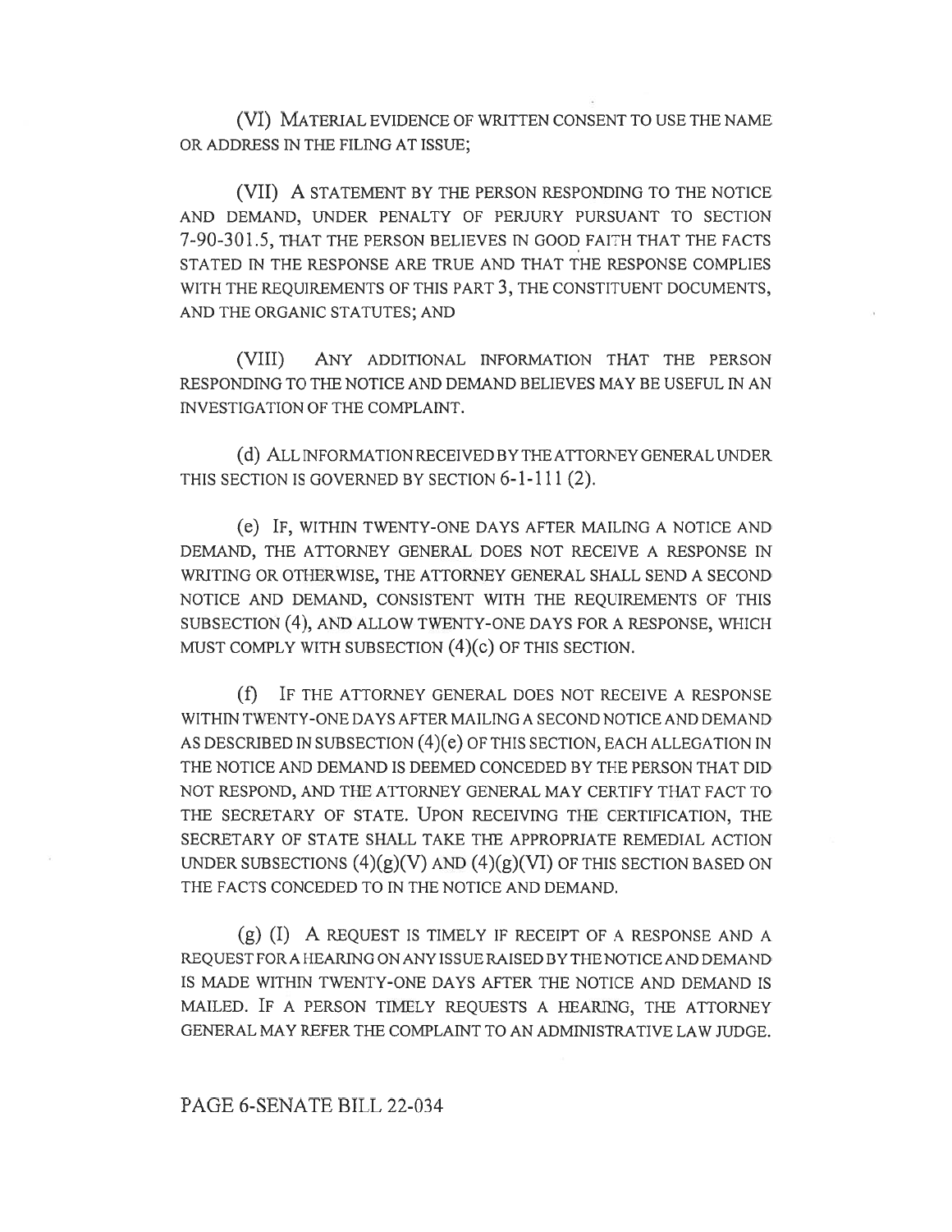(VI) MATERIAL EVIDENCE OF WRITTEN CONSENT TO USE THE NAME OR ADDRESS IN THE FILING AT ISSUE;

(VII) A STATEMENT BY THE PERSON RESPONDING TO THE NOTICE AND DEMAND, UNDER PENALTY OF PERJURY PURSUANT TO SECTION 7-90-301.5, THAT THE PERSON BELIEVES IN GOOD FAITH THAT THE FACTS STATED IN THE RESPONSE ARE TRUE AND THAT THE RESPONSE COMPLIES WITH THE REQUIREMENTS OF THIS PART 3, THE CONSTITUENT DOCUMENTS, AND THE ORGANIC STATUTES; AND

(VIII) ANY ADDITIONAL INFORMATION THAT THE PERSON RESPONDING TO THE NOTICE AND DEMAND BELIEVES MAY BE USEFUL IN AN INVESTIGATION OF THE COMPLAINT.

(d) ALL INFORMATION RECEIVED BY THE ATTORNEY GENERAL UNDER THIS SECTION IS GOVERNED BY SECTION 6-1-111 (2).

(e) IF, WITHIN TWENTY-ONE DAYS AFTER MAILING A NOTICE AND DEMAND, THE ATTORNEY GENERAL DOES NOT RECEIVE A RESPONSE IN WRITING OR OTHERWISE, THE ATTORNEY GENERAL SHALL SEND A SECOND NOTICE AND DEMAND, CONSISTENT WITH THE REQUIREMENTS OF THIS SUBSECTION (4), AND ALLOW TWENTY-ONE DAYS FOR A RESPONSE, WHICH MUST COMPLY WITH SUBSECTION (4)(c) OF THIS SECTION.

(f) IF THE ATTORNEY GENERAL DOES NOT RECEIVE A RESPONSE WITHIN TWENTY-ONE DAYS AFTER MAILING A SECOND NOTICE AND DEMAND AS DESCRIBED IN SUBSECTION (4)(e) OF THIS SECTION, EACH ALLEGATION IN THE NOTICE AND DEMAND IS DEEMED CONCEDED BY THE PERSON THAT DID NOT RESPOND, AND THE ATTORNEY GENERAL MAY CERTIFY THAT FACT TO THE SECRETARY OF STATE. UPON RECEIVING THE CERTIFICATION, THE SECRETARY OF STATE SHALL TAKE THE APPROPRIATE REMEDIAL ACTION UNDER SUBSECTIONS (4)(g)(V) AND (4)(g)(VI) OF THIS SECTION BASED ON THE FACTS CONCEDED TO IN THE NOTICE AND DEMAND.

(g) (I) A REQUEST IS TIMELY IF RECEIPT OF A RESPONSE AND A REQUEST FOR A HEARING ON ANY ISSUE RAISED BY THE NOTICE AND DEMAND IS MADE WITHIN TWENTY-ONE DAYS AFTER THE NOTICE AND DEMAND IS MAILED. IF A PERSON TIMELY REQUESTS A HEARING, THE ATTORNEY GENERAL MAY REFER THE COMPLAINT TO AN ADMINISTRATIVE LAW JUDGE.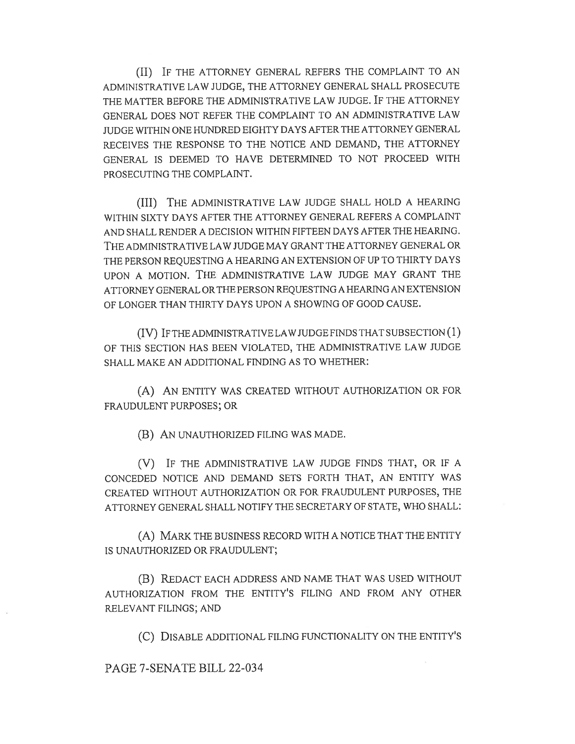(II) IF THE ATTORNEY GENERAL REFERS THE COMPLAINT TO AN ADMINISTRATIVE LAW JUDGE, THE ATTORNEY GENERAL SHALL PROSECUTE THE MATTER BEFORE THE ADMINISTRATIVE LAW JUDGE. IF THE ATTORNEY GENERAL DOES NOT REFER THE COMPLAINT TO AN ADMINISTRATIVE LAW JUDGE WITHIN ONE HUNDRED EIGHTY DAYS AFTER THE ATTORNEY GENERAL RECEIVES THE RESPONSE TO THE NOTICE AND DEMAND, THE ATTORNEY GENERAL IS DEEMED TO HAVE DETERMINED TO NOT PROCEED WITH PROSECUTING THE COMPLAINT.

(III) THE ADMINISTRATIVE LAW JUDGE SHALL HOLD A HEARING WITHIN SIXTY DAYS AFTER THE ATTORNEY GENERAL REFERS A COMPLAINT AND SHALL RENDER A DECISION WITHIN FIFTEEN DAYS AFTER THE HEARING. THE ADMINISTRATIVE LAW JUDGE MAY GRANT THE ATTORNEY GENERAL OR THE PERSON REQUESTING A HEARING AN EXTENSION OF UP TO THIRTY DAYS UPON A MOTION. THE ADMINISTRATIVE LAW JUDGE MAY GRANT THE ATTORNEY GENERAL OR THE PERSON REQUESTING A HEARING AN EXTENSION OF LONGER THAN THIRTY DAYS UPON A SHOWING OF GOOD CAUSE.

(IV) IF THE ADMINISTRATIVE LAW JUDGE FINDS THAT SUBSECTION (1) OF THIS SECTION HAS BEEN VIOLATED, THE ADMINISTRATIVE LAW JUDGE SHALL MAKE AN ADDITIONAL FINDING AS TO WHETHER:

(A) AN ENTITY WAS CREATED WITHOUT AUTHORIZATION OR FOR FRAUDULENT PURPOSES; OR

(B) AN UNAUTHORIZED FILING WAS MADE.

(V) IF THE ADMINISTRATIVE LAW JUDGE FINDS THAT, OR IF A CONCEDED NOTICE AND DEMAND SETS FORTH THAT, AN ENTITY WAS CREATED WITHOUT AUTHORIZATION OR FOR FRAUDULENT PURPOSES, THE ATTORNEY GENERAL SHALL NOTIFY THE SECRETARY OF STATE, WHO SHALL:

(A) MARK THE BUSINESS RECORD WITH A NOTICE THAT THE ENTITY IS UNAUTHORIZED OR FRAUDULENT;

(B) REDACT EACH ADDRESS AND NAME THAT WAS USED WITHOUT AUTHORIZATION FROM THE ENTITY'S FILING AND FROM ANY OTHER RELEVANT FILINGS; AND

(C) DISABLE ADDITIONAL FILING FUNCTIONALITY ON THE ENTITY'S

PAGE 7-SENATE BILL 22-034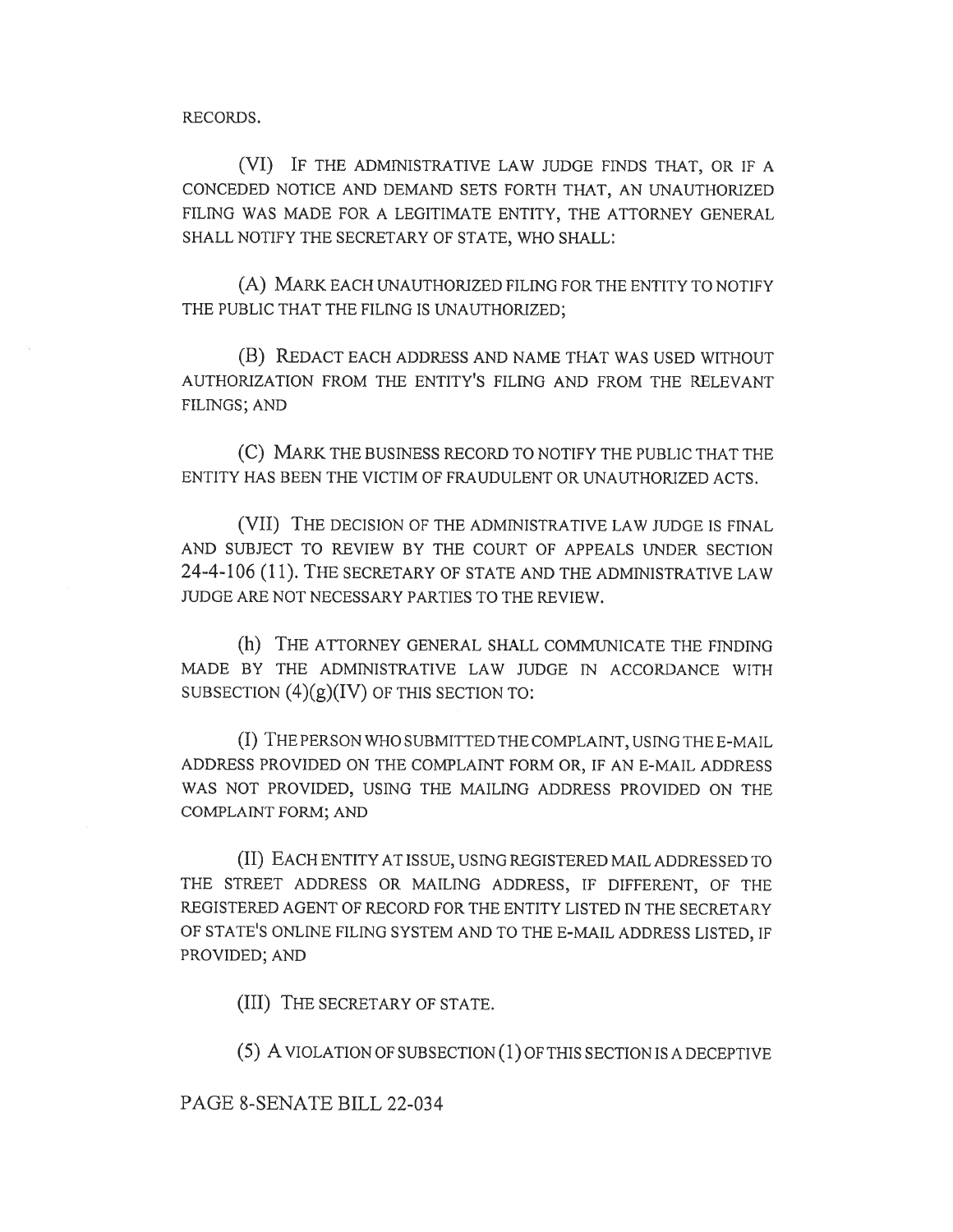RECORDS.

(VI) IF THE ADMINISTRATIVE LAW JUDGE FINDS THAT, OR IF A CONCEDED NOTICE AND DEMAND SETS FORTH THAT, AN UNAUTHORIZED FILING WAS MADE FOR A LEGITIMATE ENTITY, THE ATTORNEY GENERAL SHALL NOTIFY THE SECRETARY OF STATE, WHO SHALL:

(A) MARK EACH UNAUTHORIZED FILING FOR THE ENTITY TO NOTIFY THE PUBLIC THAT THE FILING IS UNAUTHORIZED;

(B) REDACT EACH ADDRESS AND NAME THAT WAS USED WITHOUT AUTHORIZATION FROM THE ENTITY'S FILING AND FROM THE RELEVANT FILINGS; AND

(C) MARK THE BUSINESS RECORD TO NOTIFY THE PUBLIC THAT THE ENTITY HAS BEEN THE VICTIM OF FRAUDULENT OR UNAUTHORIZED ACTS.

(VII) THE DECISION OF THE ADMINISTRATIVE LAW JUDGE IS FINAL AND SUBJECT TO REVIEW BY THE COURT OF APPEALS UNDER SECTION 24-4-106 (11). THE SECRETARY OF STATE AND THE ADMINISTRATIVE LAW JUDGE ARE NOT NECESSARY PARTIES TO THE REVIEW.

(h) THE ATTORNEY GENERAL SHALL COMMUNICATE THE FINDING MADE BY THE ADMINISTRATIVE LAW JUDGE IN ACCORDANCE WITH SUBSECTION (4)(g)(IV) OF THIS SECTION TO:

(I) THE PERSON WHO SUBMITTED THE COMPLAINT, USING THE E-MAIL ADDRESS PROVIDED ON THE COMPLAINT FORM OR, IF AN E-MAIL ADDRESS WAS NOT PROVIDED, USING THE MAILING ADDRESS PROVIDED ON THE COMPLAINT FORM; AND

(II) EACH ENTITY AT ISSUE, USING REGISTERED MAIL ADDRESSED TO THE STREET ADDRESS OR MAILING ADDRESS, IF DIFFERENT, OF THE REGISTERED AGENT OF RECORD FOR THE ENTITY LISTED IN THE SECRETARY OF STATE'S ONLINE FILING SYSTEM AND TO THE E-MAIL ADDRESS LISTED, IF PROVIDED; AND

(III) THE SECRETARY OF STATE.

(5) A VIOLATION OF SUBSECTION (1) OF THIS SECTION IS A DECEPTIVE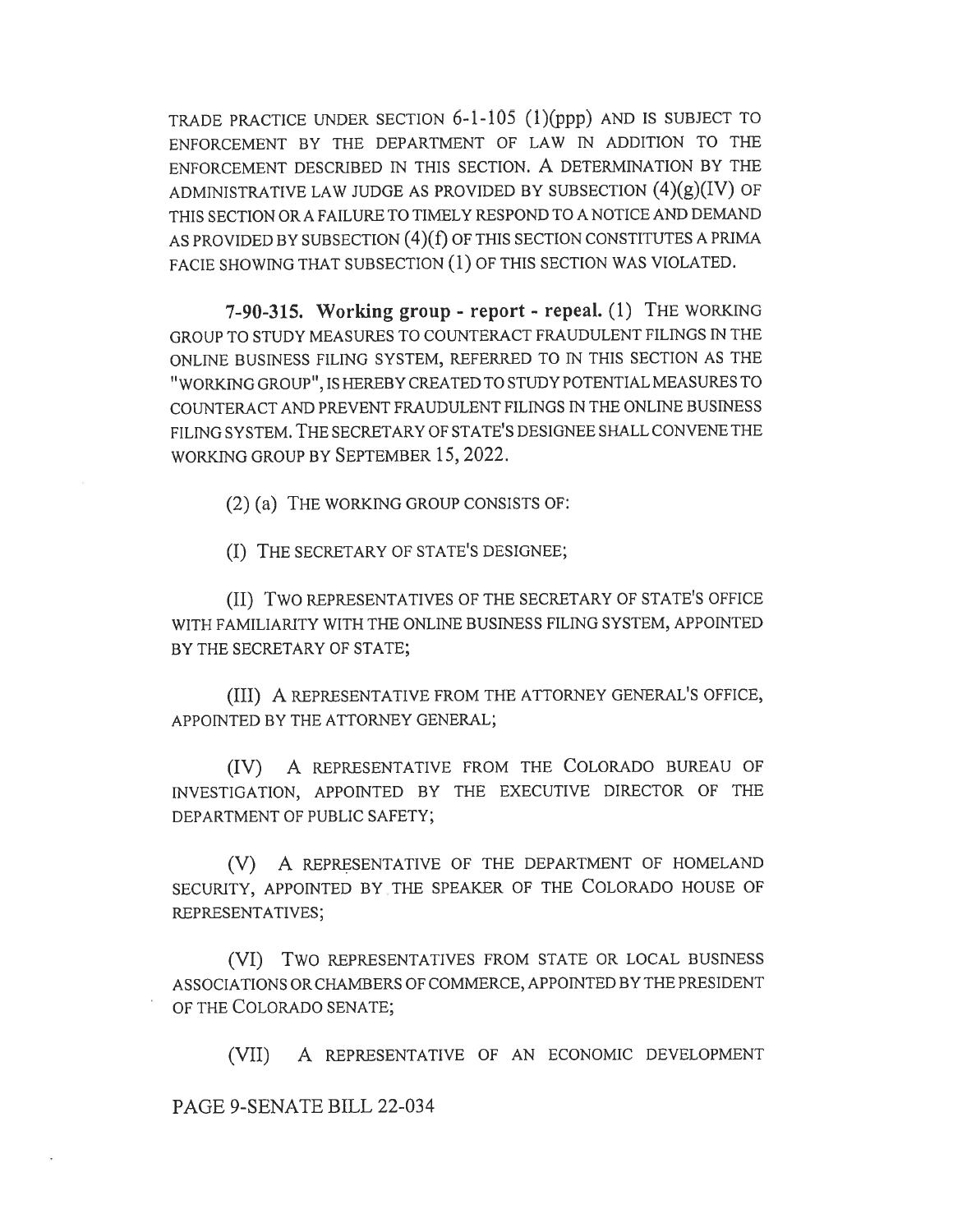TRADE PRACTICE UNDER SECTION 6-1-105 (1)(ppp) AND IS SUBJECT TO ENFORCEMENT BY THE DEPARTMENT OF LAW IN ADDITION TO THE ENFORCEMENT DESCRIBED IN THIS SECTION. A DETERMINATION BY THE ADMINISTRATIVE LAW JUDGE AS PROVIDED BY SUBSECTION (4)(g)(IV) OF THIS SECTION OR A FAILURE TO TIMELY RESPOND TO A NOTICE AND DEMAND AS PROVIDED BY SUBSECTION (4)(f) OF THIS SECTION CONSTITUTES A PRIMA FACIE SHOWING THAT SUBSECTION (1) OF THIS SECTION WAS VIOLATED.

**7-90-315. Working group - report - repeal.** (1) THE WORKING GROUP TO STUDY MEASURES TO COUNTERACT FRAUDULENT FILINGS IN THE ONLINE BUSINESS FILING SYSTEM, REFERRED TO IN THIS SECTION AS THE "WORKING GROUP", IS HEREBY CREATED TO STUDY POTENTIAL MEASURES TO COUNTERACT AND PREVENT FRAUDULENT FILINGS IN THE ONLINE BUSINESS FILING SYSTEM. THE SECRETARY OF STATE'S DESIGNEE SHALL CONVENE THE WORKING GROUP BY SEPTEMBER 15, 2022.

(2) (a) THE WORKING GROUP CONSISTS OF:

(I) THE SECRETARY OF STATE'S DESIGNEE;

(II) TWO REPRESENTATIVES OF THE SECRETARY OF STATE'S OFFICE WITH FAMILIARITY WITH THE ONLINE BUSINESS FILING SYSTEM, APPOINTED BY THE SECRETARY OF STATE;

(III) A REPRESENTATIVE FROM THE ATTORNEY GENERAL'S OFFICE, APPOINTED BY THE ATTORNEY GENERAL;

(IV) A REPRESENTATIVE FROM THE COLORADO BUREAU OF INVESTIGATION, APPOINTED BY THE EXECUTIVE DIRECTOR OF THE DEPARTMENT OF PUBLIC SAFETY;

(V) A REPRESENTATIVE OF THE DEPARTMENT OF HOMELAND SECURITY, APPOINTED BY THE SPEAKER OF THE COLORADO HOUSE OF REPRESENTATIVES;

(VI) TWO REPRESENTATIVES FROM STATE OR LOCAL BUSINESS ASSOCIATIONS OR CHAMBERS OF COMMERCE, APPOINTED BY THE PRESIDENT OF THE COLORADO SENATE;

(VII) A REPRESENTATIVE OF AN ECONOMIC DEVELOPMENT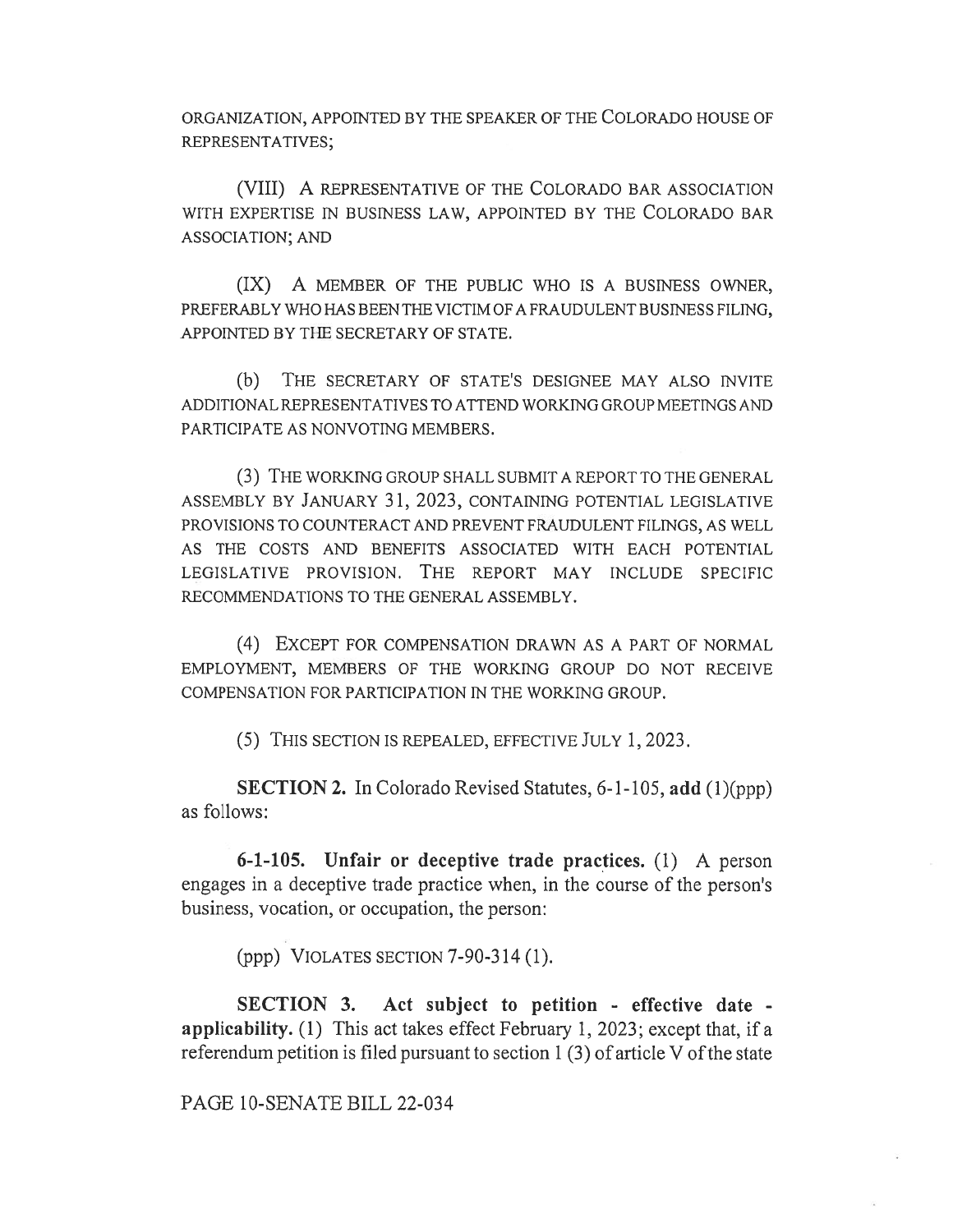ORGANIZATION, APPOINTED BY THE SPEAKER OF THE COLORADO HOUSE OF REPRESENTATIVES;

(VIII) A REPRESENTATIVE OF THE COLORADO BAR ASSOCIATION WITH EXPERTISE IN BUSINESS LAW, APPOINTED BY THE COLORADO BAR ASSOCIATION; AND

(IX) A MEMBER OF THE PUBLIC WHO IS A BUSINESS OWNER, PREFERABLY WHO HAS BEEN THE VICTIM OF A FRAUDULENT BUSINESS FILING, APPOINTED BY THE SECRETARY OF STATE.

(b) THE SECRETARY OF STATE'S DESIGNEE MAY ALSO INVITE ADDITIONAL REPRESENTATIVES TO ATTEND WORKING GROUP MEETINGS AND PARTICIPATE AS NONVOTING MEMBERS.

(3) THE WORKING GROUP SHALL SUBMIT A REPORT TO THE GENERAL ASSEMBLY BY JANUARY 31, 2023, CONTAINING POTENTIAL LEGISLATIVE PROVISIONS TO COUNTERACT AND PREVENT FRAUDULENT FILINGS, AS WELL AS THE COSTS AND BENEFITS ASSOCIATED WITH EACH POTENTIAL LEGISLATIVE PROVISION. THE REPORT MAY INCLUDE SPECIFIC RECOMMENDATIONS TO THE GENERAL ASSEMBLY.

(4) EXCEPT FOR COMPENSATION DRAWN AS A PART OF NORMAL EMPLOYMENT, MEMBERS OF THE WORKING GROUP DO NOT RECEIVE COMPENSATION FOR PARTICIPATION IN THE WORKING GROUP.

(5) THIS SECTION IS REPEALED, EFFECTIVE JULY 1, 2023.

**SECTION 2.** In Colorado Revised Statutes, 6-1-105, **add** (1)(ppp) as follows:

**6-1-105. Unfair or deceptive trade practices.** (1) A person engages in a deceptive trade practice when, in the course of the person's business, vocation, or occupation, the person:

(ppp) VIOLATES SECTION 7-90-314 (1).

**SECTION 3. Act subject to petition - effective date - applicability.** (1) This act takes effect February 1, 2023; except that, if a referendum petition is filed pursuant to section 1 (3) of article V of the state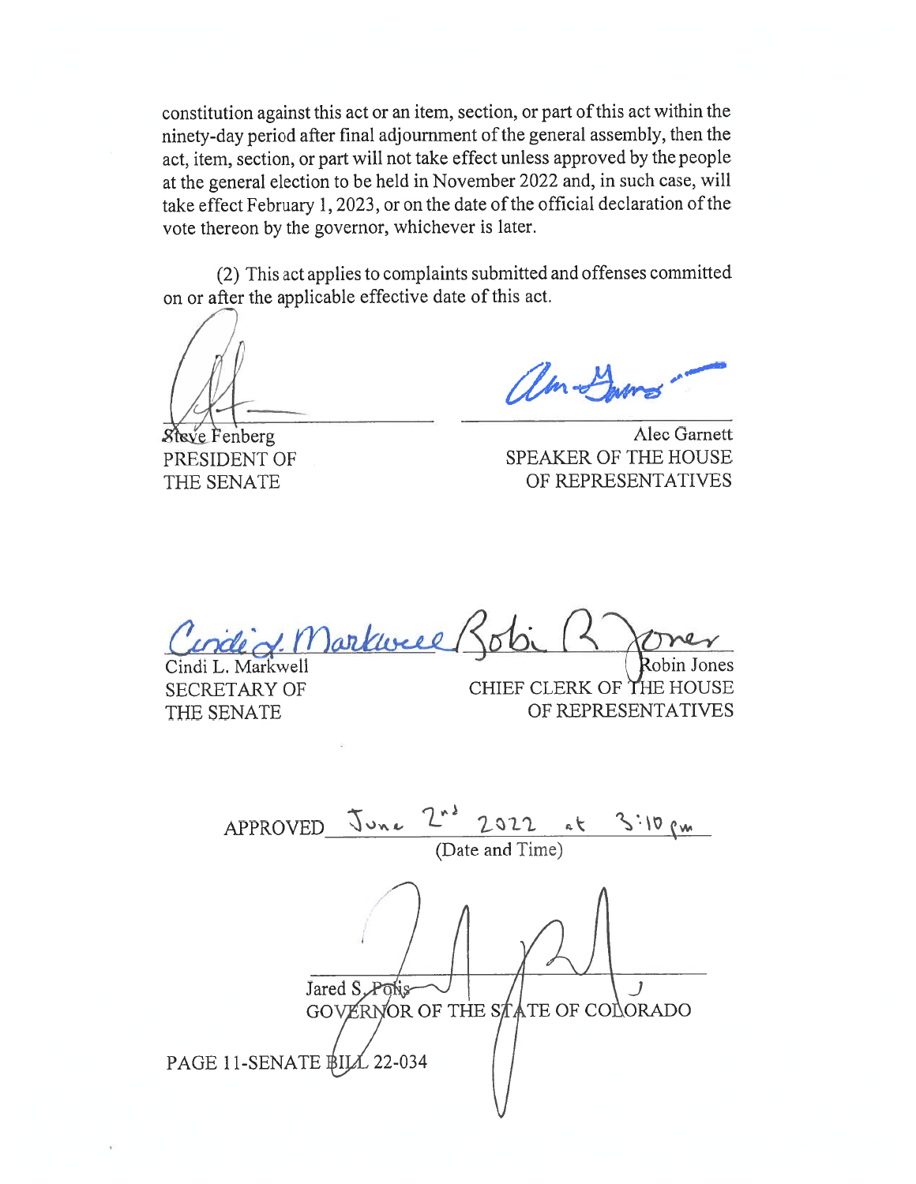constitution against this act or an item, section, or part of this act within the ninety-day period after final adjournment of the general assembly, then the act, item, section, or part will not take effect unless approved by the people at the general election to be held in November 2022 and, in such case, will take effect February 1, 2023, or on the date of the official declaration of the vote thereon by the governor, whichever is later.

(2) This act applies to complaints submitted and offenses committed on or after the applicable effective date of this act.

Steve Fenberg
PRESIDENT OF
THE SENATE

Alec Garnett
SPEAKER OF THE HOUSE
OF REPRESENTATIVES

Cindi L. Markwell
SECRETARY OF
THE SENATE

Robin Jones
CHIEF CLERK OF THE HOUSE
OF REPRESENTATIVES

APPROVED June 2nd 2022 at 3:10 pm
(Date and Time)

Jared S. Polis
GOVERNOR OF THE STATE OF COLORADO

PAGE 11-SENATE BILL 22-034